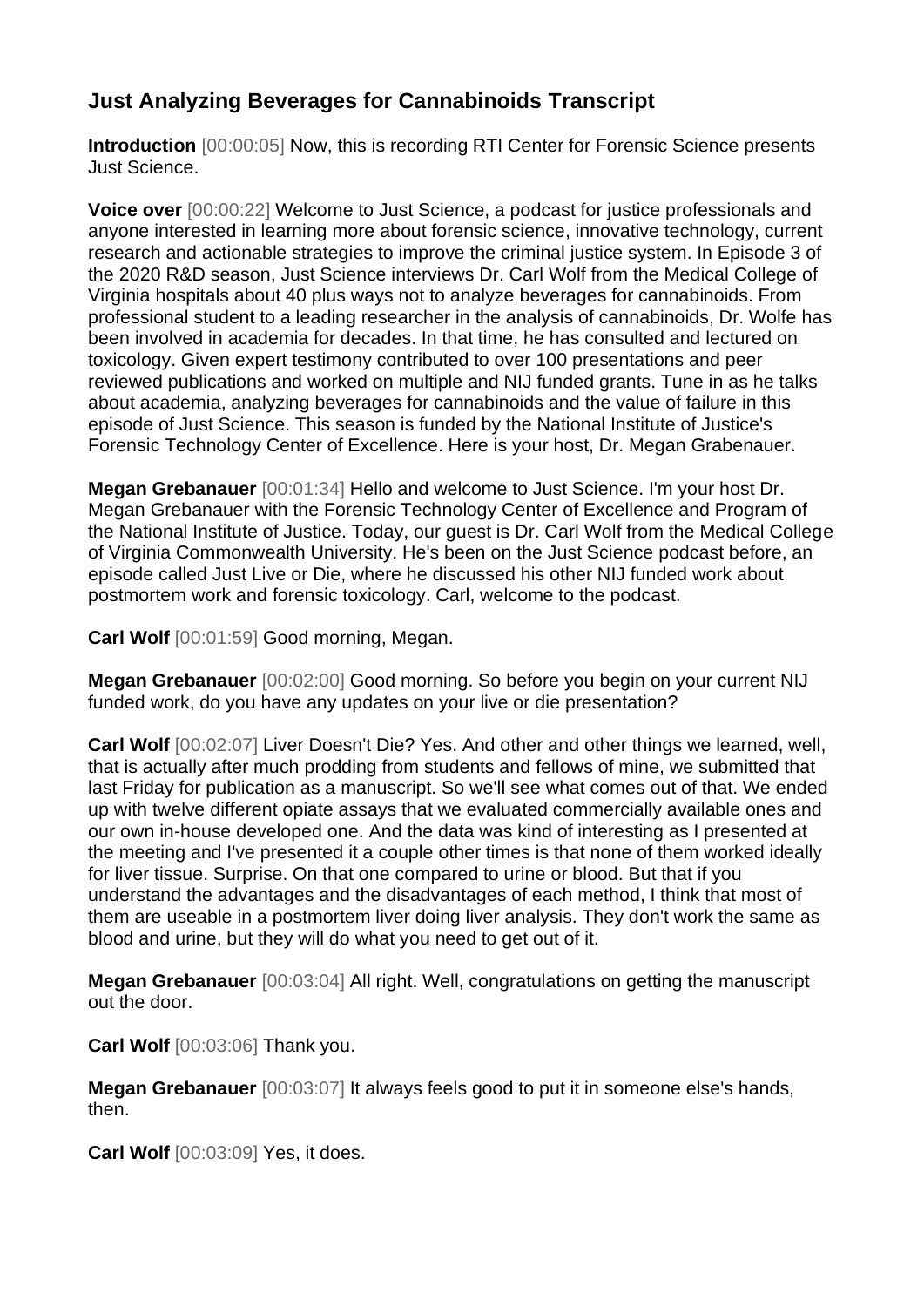## Just Analyzing Beverages for Cannabinoids Transcript

**Introduction** [00:00:05] Now, this is recording RTI Center for Forensic Science presents Just Science.

**Voice over** [00:00:22] Welcome to Just Science, a podcast for justice professionals and anyone interested in learning more about forensic science, innovative technology, current research and actionable strategies to improve the criminal justice system. In Episode 3 of the 2020 R&D season, Just Science interviews Dr. Carl Wolf from the Medical College of Virginia hospitals about 40 plus ways not to analyze beverages for cannabinoids. From professional student to a leading researcher in the analysis of cannabinoids, Dr. Wolfe has been involved in academia for decades. In that time, he has consulted and lectured on toxicology. Given expert testimony contributed to over 100 presentations and peer reviewed publications and worked on multiple and NIJ funded grants. Tune in as he talks about academia, analyzing beverages for cannabinoids and the value of failure in this episode of Just Science. This season is funded by the National Institute of Justice's Forensic Technology Center of Excellence. Here is your host, Dr. Megan Grabenauer.

**Megan Grebanauer** [00:01:34] Hello and welcome to Just Science. I'm your host Dr. Megan Grebanauer with the Forensic Technology Center of Excellence and Program of the National Institute of Justice. Today, our guest is Dr. Carl Wolf from the Medical College of Virginia Commonwealth University. He's been on the Just Science podcast before, an episode called Just Live or Die, where he discussed his other NIJ funded work about postmortem work and forensic toxicology. Carl, welcome to the podcast.

**Carl Wolf** [00:01:59] Good morning, Megan.

**Megan Grebanauer** [00:02:00] Good morning. So before you begin on your current NIJ funded work, do you have any updates on your live or die presentation?

**Carl Wolf** [00:02:07] Liver Doesn't Die? Yes. And other and other things we learned, well, that is actually after much prodding from students and fellows of mine, we submitted that last Friday for publication as a manuscript. So we'll see what comes out of that. We ended up with twelve different opiate assays that we evaluated commercially available ones and our own in-house developed one. And the data was kind of interesting as I presented at the meeting and I've presented it a couple other times is that none of them worked ideally for liver tissue. Surprise. On that one compared to urine or blood. But that if you understand the advantages and the disadvantages of each method, I think that most of them are useable in a postmortem liver doing liver analysis. They don't work the same as blood and urine, but they will do what you need to get out of it.

**Megan Grebanauer** [00:03:04] All right. Well, congratulations on getting the manuscript out the door.

**Carl Wolf** [00:03:06] Thank you.

**Megan Grebanauer** [00:03:07] It always feels good to put it in someone else's hands, then.

**Carl Wolf** [00:03:09] Yes, it does.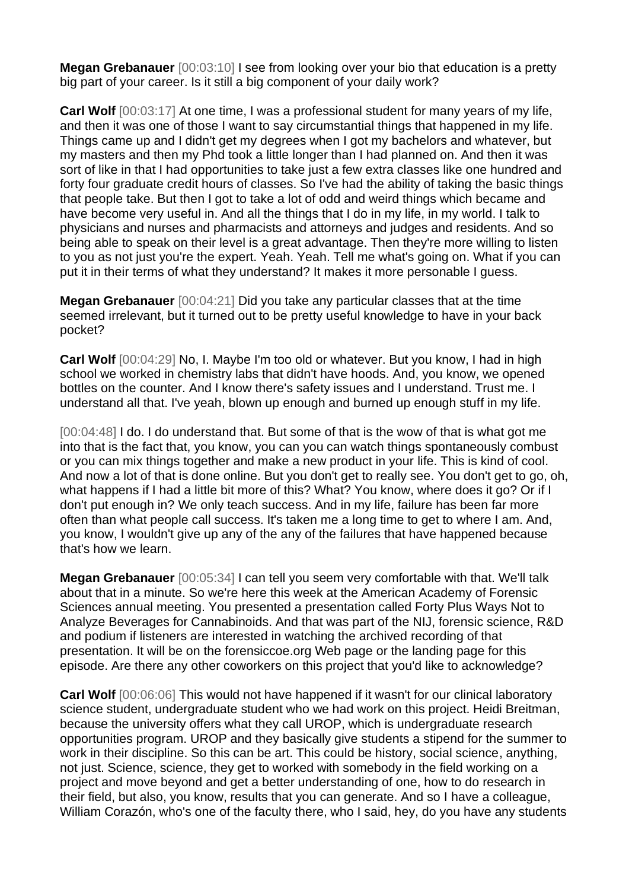**Megan Grebanauer** [00:03:10] I see from looking over your bio that education is a pretty big part of your career. Is it still a big component of your daily work?

**Carl Wolf** [00:03:17] At one time, I was a professional student for many years of my life, and then it was one of those I want to say circumstantial things that happened in my life. Things came up and I didn't get my degrees when I got my bachelors and whatever, but my masters and then my Phd took a little longer than I had planned on. And then it was sort of like in that I had opportunities to take just a few extra classes like one hundred and forty four graduate credit hours of classes. So I've had the ability of taking the basic things that people take. But then I got to take a lot of odd and weird things which became and have become very useful in. And all the things that I do in my life, in my world. I talk to physicians and nurses and pharmacists and attorneys and judges and residents. And so being able to speak on their level is a great advantage. Then they're more willing to listen to you as not just you're the expert. Yeah. Yeah. Tell me what's going on. What if you can put it in their terms of what they understand? It makes it more personable I guess.

**Megan Grebanauer** [00:04:21] Did you take any particular classes that at the time seemed irrelevant, but it turned out to be pretty useful knowledge to have in your back pocket?

**Carl Wolf** [00:04:29] No, I. Maybe I'm too old or whatever. But you know, I had in high school we worked in chemistry labs that didn't have hoods. And, you know, we opened bottles on the counter. And I know there's safety issues and I understand. Trust me. I understand all that. I've yeah, blown up enough and burned up enough stuff in my life.

[00:04:48] I do. I do understand that. But some of that is the wow of that is what got me into that is the fact that, you know, you can you can watch things spontaneously combust or you can mix things together and make a new product in your life. This is kind of cool. And now a lot of that is done online. But you don't get to really see. You don't get to go, oh, what happens if I had a little bit more of this? What? You know, where does it go? Or if I don't put enough in? We only teach success. And in my life, failure has been far more often than what people call success. It's taken me a long time to get to where I am. And, you know, I wouldn't give up any of the any of the failures that have happened because that's how we learn.

**Megan Grebanauer** [00:05:34] I can tell you seem very comfortable with that. We'll talk about that in a minute. So we're here this week at the American Academy of Forensic Sciences annual meeting. You presented a presentation called Forty Plus Ways Not to Analyze Beverages for Cannabinoids. And that was part of the NIJ, forensic science, R&D and podium if listeners are interested in watching the archived recording of that presentation. It will be on the forensiccoe.org Web page or the landing page for this episode. Are there any other coworkers on this project that you'd like to acknowledge?

**Carl Wolf** [00:06:06] This would not have happened if it wasn't for our clinical laboratory science student, undergraduate student who we had work on this project. Heidi Breitman, because the university offers what they call UROP, which is undergraduate research opportunities program. UROP and they basically give students a stipend for the summer to work in their discipline. So this can be art. This could be history, social science, anything, not just. Science, science, they get to worked with somebody in the field working on a project and move beyond and get a better understanding of one, how to do research in their field, but also, you know, results that you can generate. And so I have a colleague, William Corazón, who's one of the faculty there, who I said, hey, do you have any students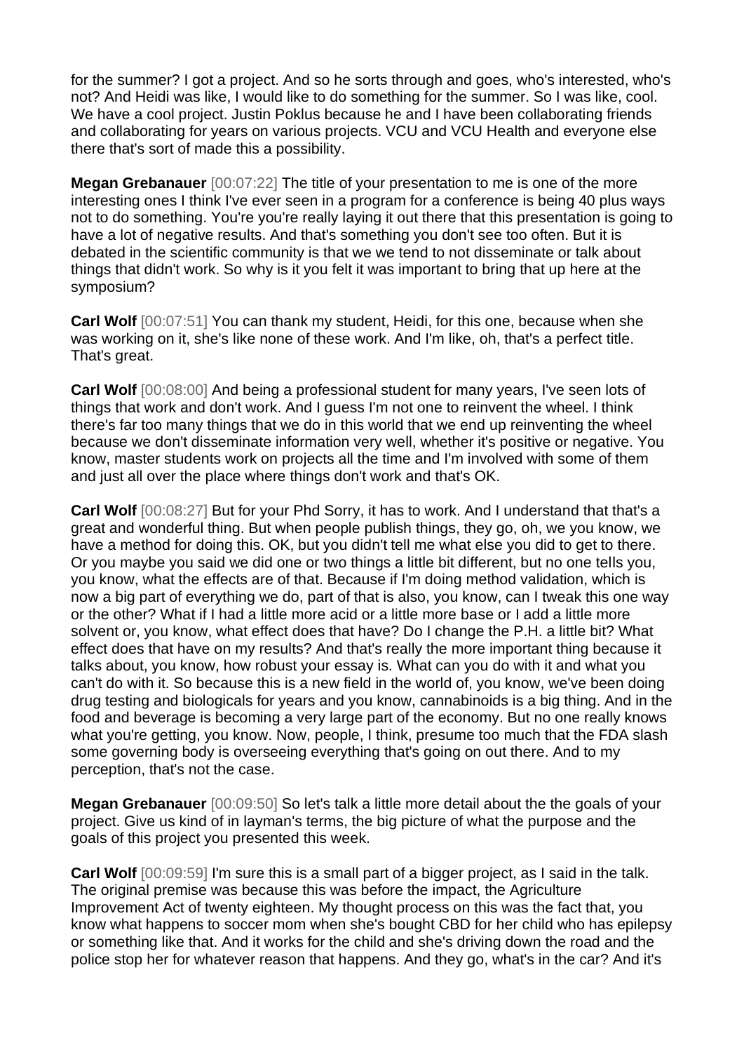for the summer? I got a project. And so he sorts through and goes, who's interested, who's not? And Heidi was like, I would like to do something for the summer. So I was like, cool. We have a cool project. Justin Poklus because he and I have been collaborating friends and collaborating for years on various projects. VCU and VCU Health and everyone else there that's sort of made this a possibility.

**Megan Grebanauer** [00:07:22] The title of your presentation to me is one of the more interesting ones I think I've ever seen in a program for a conference is being 40 plus ways not to do something. You're you're really laying it out there that this presentation is going to have a lot of negative results. And that's something you don't see too often. But it is debated in the scientific community is that we we tend to not disseminate or talk about things that didn't work. So why is it you felt it was important to bring that up here at the symposium?

**Carl Wolf** [00:07:51] You can thank my student, Heidi, for this one, because when she was working on it, she's like none of these work. And I'm like, oh, that's a perfect title. That's great.

**Carl Wolf** [00:08:00] And being a professional student for many years, I've seen lots of things that work and don't work. And I guess I'm not one to reinvent the wheel. I think there's far too many things that we do in this world that we end up reinventing the wheel because we don't disseminate information very well, whether it's positive or negative. You know, master students work on projects all the time and I'm involved with some of them and just all over the place where things don't work and that's OK.

**Carl Wolf** [00:08:27] But for your Phd Sorry, it has to work. And I understand that that's a great and wonderful thing. But when people publish things, they go, oh, we you know, we have a method for doing this. OK, but you didn't tell me what else you did to get to there. Or you maybe you said we did one or two things a little bit different, but no one tells you, you know, what the effects are of that. Because if I'm doing method validation, which is now a big part of everything we do, part of that is also, you know, can I tweak this one way or the other? What if I had a little more acid or a little more base or I add a little more solvent or, you know, what effect does that have? Do I change the P.H. a little bit? What effect does that have on my results? And that's really the more important thing because it talks about, you know, how robust your essay is. What can you do with it and what you can't do with it. So because this is a new field in the world of, you know, we've been doing drug testing and biologicals for years and you know, cannabinoids is a big thing. And in the food and beverage is becoming a very large part of the economy. But no one really knows what you're getting, you know. Now, people, I think, presume too much that the FDA slash some governing body is overseeing everything that's going on out there. And to my perception, that's not the case.

**Megan Grebanauer** [00:09:50] So let's talk a little more detail about the the goals of your project. Give us kind of in layman's terms, the big picture of what the purpose and the goals of this project you presented this week.

**Carl Wolf** [00:09:59] I'm sure this is a small part of a bigger project, as I said in the talk. The original premise was because this was before the impact, the Agriculture Improvement Act of twenty eighteen. My thought process on this was the fact that, you know what happens to soccer mom when she's bought CBD for her child who has epilepsy or something like that. And it works for the child and she's driving down the road and the police stop her for whatever reason that happens. And they go, what's in the car? And it's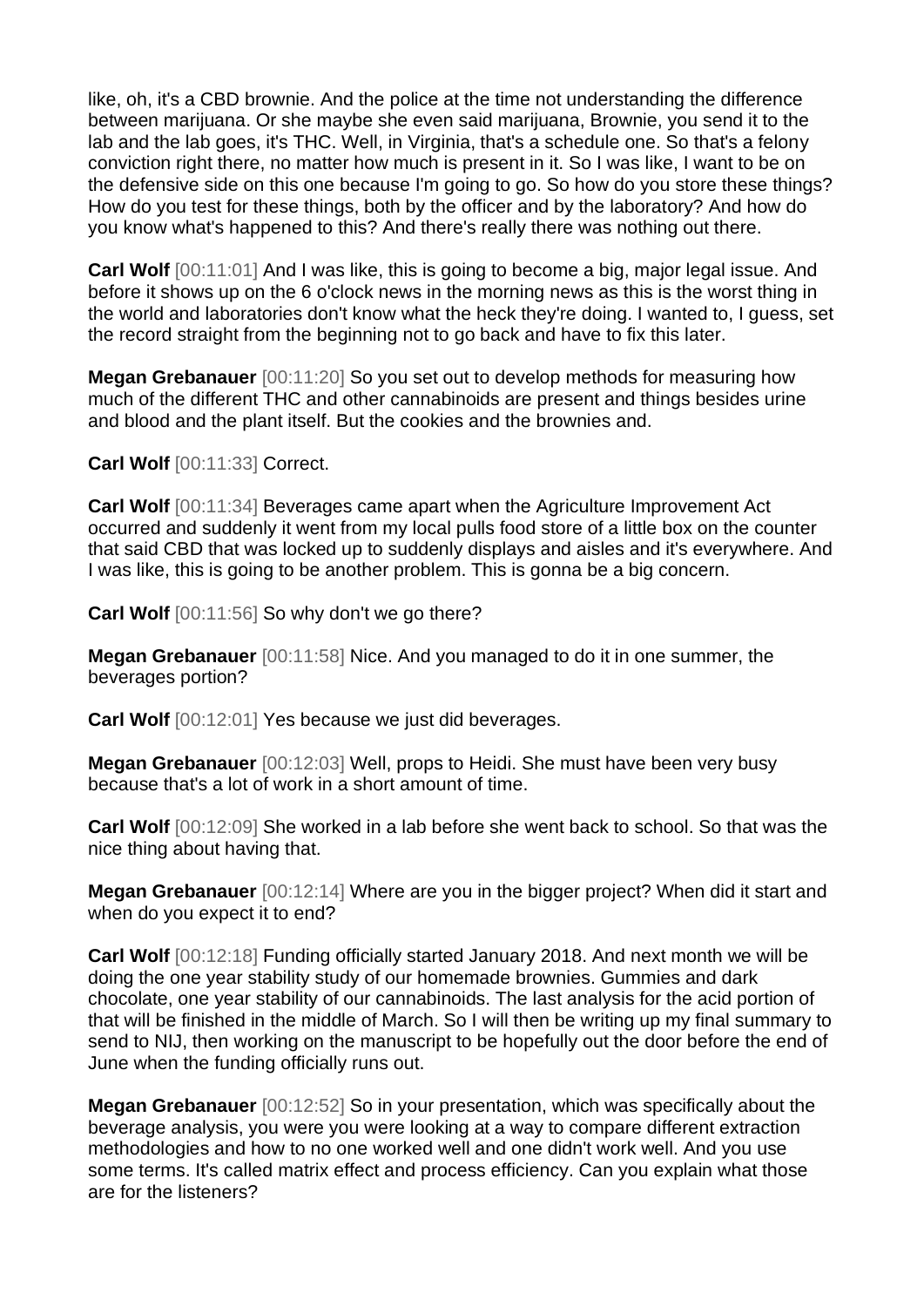like, oh, it's a CBD brownie. And the police at the time not understanding the difference between marijuana. Or she maybe she even said marijuana, Brownie, you send it to the lab and the lab goes, it's THC. Well, in Virginia, that's a schedule one. So that's a felony conviction right there, no matter how much is present in it. So I was like, I want to be on the defensive side on this one because I'm going to go. So how do you store these things? How do you test for these things, both by the officer and by the laboratory? And how do you know what's happened to this? And there's really there was nothing out there.

**Carl Wolf** [00:11:01] And I was like, this is going to become a big, major legal issue. And before it shows up on the 6 o'clock news in the morning news as this is the worst thing in the world and laboratories don't know what the heck they're doing. I wanted to, I guess, set the record straight from the beginning not to go back and have to fix this later.

**Megan Grebanauer** [00:11:20] So you set out to develop methods for measuring how much of the different THC and other cannabinoids are present and things besides urine and blood and the plant itself. But the cookies and the brownies and.

**Carl Wolf** [00:11:33] Correct.

**Carl Wolf** [00:11:34] Beverages came apart when the Agriculture Improvement Act occurred and suddenly it went from my local pulls food store of a little box on the counter that said CBD that was locked up to suddenly displays and aisles and it's everywhere. And I was like, this is going to be another problem. This is gonna be a big concern.

**Carl Wolf** [00:11:56] So why don't we go there?

**Megan Grebanauer** [00:11:58] Nice. And you managed to do it in one summer, the beverages portion?

**Carl Wolf** [00:12:01] Yes because we just did beverages.

**Megan Grebanauer** [00:12:03] Well, props to Heidi. She must have been very busy because that's a lot of work in a short amount of time.

**Carl Wolf** [00:12:09] She worked in a lab before she went back to school. So that was the nice thing about having that.

**Megan Grebanauer** [00:12:14] Where are you in the bigger project? When did it start and when do you expect it to end?

**Carl Wolf** [00:12:18] Funding officially started January 2018. And next month we will be doing the one year stability study of our homemade brownies. Gummies and dark chocolate, one year stability of our cannabinoids. The last analysis for the acid portion of that will be finished in the middle of March. So I will then be writing up my final summary to send to NIJ, then working on the manuscript to be hopefully out the door before the end of June when the funding officially runs out.

**Megan Grebanauer** [00:12:52] So in your presentation, which was specifically about the beverage analysis, you were you were looking at a way to compare different extraction methodologies and how to no one worked well and one didn't work well. And you use some terms. It's called matrix effect and process efficiency. Can you explain what those are for the listeners?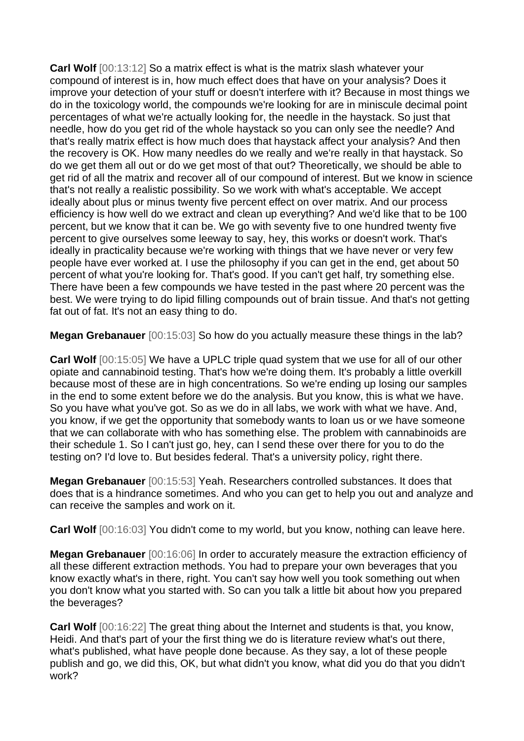**Carl Wolf** [00:13:12] So a matrix effect is what is the matrix slash whatever your compound of interest is in, how much effect does that have on your analysis? Does it improve your detection of your stuff or doesn't interfere with it? Because in most things we do in the toxicology world, the compounds we're looking for are in miniscule decimal point percentages of what we're actually looking for, the needle in the haystack. So just that needle, how do you get rid of the whole haystack so you can only see the needle? And that's really matrix effect is how much does that haystack affect your analysis? And then the recovery is OK. How many needles do we really and we're really in that haystack. So do we get them all out or do we get most of that out? Theoretically, we should be able to get rid of all the matrix and recover all of our compound of interest. But we know in science that's not really a realistic possibility. So we work with what's acceptable. We accept ideally about plus or minus twenty five percent effect on over matrix. And our process efficiency is how well do we extract and clean up everything? And we'd like that to be 100 percent, but we know that it can be. We go with seventy five to one hundred twenty five percent to give ourselves some leeway to say, hey, this works or doesn't work. That's ideally in practicality because we're working with things that we have never or very few people have ever worked at. I use the philosophy if you can get in the end, get about 50 percent of what you're looking for. That's good. If you can't get half, try something else. There have been a few compounds we have tested in the past where 20 percent was the best. We were trying to do lipid filling compounds out of brain tissue. And that's not getting fat out of fat. It's not an easy thing to do.

**Megan Grebanauer** [00:15:03] So how do you actually measure these things in the lab?

**Carl Wolf** [00:15:05] We have a UPLC triple quad system that we use for all of our other opiate and cannabinoid testing. That's how we're doing them. It's probably a little overkill because most of these are in high concentrations. So we're ending up losing our samples in the end to some extent before we do the analysis. But you know, this is what we have. So you have what you've got. So as we do in all labs, we work with what we have. And, you know, if we get the opportunity that somebody wants to loan us or we have someone that we can collaborate with who has something else. The problem with cannabinoids are their schedule 1. So I can't just go, hey, can I send these over there for you to do the testing on? I'd love to. But besides federal. That's a university policy, right there.

**Megan Grebanauer** [00:15:53] Yeah. Researchers controlled substances. It does that does that is a hindrance sometimes. And who you can get to help you out and analyze and can receive the samples and work on it.

**Carl Wolf** [00:16:03] You didn't come to my world, but you know, nothing can leave here.

**Megan Grebanauer** [00:16:06] In order to accurately measure the extraction efficiency of all these different extraction methods. You had to prepare your own beverages that you know exactly what's in there, right. You can't say how well you took something out when you don't know what you started with. So can you talk a little bit about how you prepared the beverages?

**Carl Wolf** [00:16:22] The great thing about the Internet and students is that, you know, Heidi. And that's part of your the first thing we do is literature review what's out there, what's published, what have people done because. As they say, a lot of these people publish and go, we did this, OK, but what didn't you know, what did you do that you didn't work?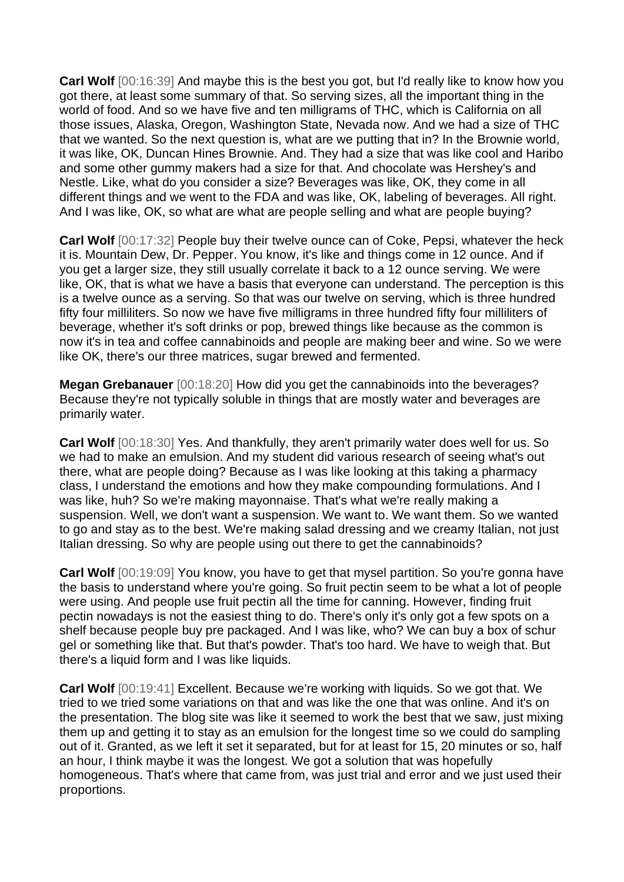**Carl Wolf** [00:16:39] And maybe this is the best you got, but I'd really like to know how you got there, at least some summary of that. So serving sizes, all the important thing in the world of food. And so we have five and ten milligrams of THC, which is California on all those issues, Alaska, Oregon, Washington State, Nevada now. And we had a size of THC that we wanted. So the next question is, what are we putting that in? In the Brownie world, it was like, OK, Duncan Hines Brownie. And. They had a size that was like cool and Haribo and some other gummy makers had a size for that. And chocolate was Hershey's and Nestle. Like, what do you consider a size? Beverages was like, OK, they come in all different things and we went to the FDA and was like, OK, labeling of beverages. All right. And I was like, OK, so what are what are people selling and what are people buying?

**Carl Wolf** [00:17:32] People buy their twelve ounce can of Coke, Pepsi, whatever the heck it is. Mountain Dew, Dr. Pepper. You know, it's like and things come in 12 ounce. And if you get a larger size, they still usually correlate it back to a 12 ounce serving. We were like, OK, that is what we have a basis that everyone can understand. The perception is this is a twelve ounce as a serving. So that was our twelve on serving, which is three hundred fifty four milliliters. So now we have five milligrams in three hundred fifty four milliliters of beverage, whether it's soft drinks or pop, brewed things like because as the common is now it's in tea and coffee cannabinoids and people are making beer and wine. So we were like OK, there's our three matrices, sugar brewed and fermented.

**Megan Grebanauer** [00:18:20] How did you get the cannabinoids into the beverages? Because they're not typically soluble in things that are mostly water and beverages are primarily water.

**Carl Wolf** [00:18:30] Yes. And thankfully, they aren't primarily water does well for us. So we had to make an emulsion. And my student did various research of seeing what's out there, what are people doing? Because as I was like looking at this taking a pharmacy class, I understand the emotions and how they make compounding formulations. And I was like, huh? So we're making mayonnaise. That's what we're really making a suspension. Well, we don't want a suspension. We want to. We want them. So we wanted to go and stay as to the best. We're making salad dressing and we creamy Italian, not just Italian dressing. So why are people using out there to get the cannabinoids?

**Carl Wolf** [00:19:09] You know, you have to get that mysel partition. So you're gonna have the basis to understand where you're going. So fruit pectin seem to be what a lot of people were using. And people use fruit pectin all the time for canning. However, finding fruit pectin nowadays is not the easiest thing to do. There's only it's only got a few spots on a shelf because people buy pre packaged. And I was like, who? We can buy a box of schur gel or something like that. But that's powder. That's too hard. We have to weigh that. But there's a liquid form and I was like liquids.

**Carl Wolf** [00:19:41] Excellent. Because we're working with liquids. So we got that. We tried to we tried some variations on that and was like the one that was online. And it's on the presentation. The blog site was like it seemed to work the best that we saw, just mixing them up and getting it to stay as an emulsion for the longest time so we could do sampling out of it. Granted, as we left it set it separated, but for at least for 15, 20 minutes or so, half an hour, I think maybe it was the longest. We got a solution that was hopefully homogeneous. That's where that came from, was just trial and error and we just used their proportions.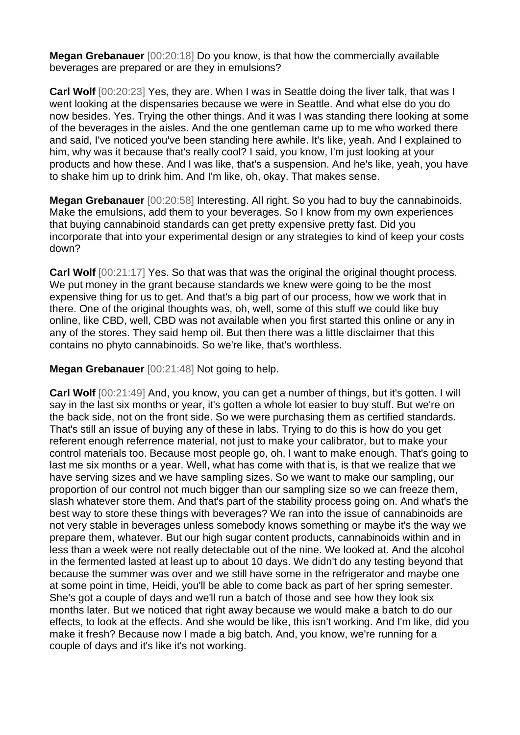**Megan Grebanauer** [00:20:18] Do you know, is that how the commercially available beverages are prepared or are they in emulsions?

**Carl Wolf** [00:20:23] Yes, they are. When I was in Seattle doing the liver talk, that was I went looking at the dispensaries because we were in Seattle. And what else do you do now besides. Yes. Trying the other things. And it was I was standing there looking at some of the beverages in the aisles. And the one gentleman came up to me who worked there and said, I've noticed you've been standing here awhile. It's like, yeah. And I explained to him, why was it because that's really cool? I said, you know, I'm just looking at your products and how these. And I was like, that's a suspension. And he's like, yeah, you have to shake him up to drink him. And I'm like, oh, okay. That makes sense.

**Megan Grebanauer** [00:20:58] Interesting. All right. So you had to buy the cannabinoids. Make the emulsions, add them to your beverages. So I know from my own experiences that buying cannabinoid standards can get pretty expensive pretty fast. Did you incorporate that into your experimental design or any strategies to kind of keep your costs down?

**Carl Wolf** [00:21:17] Yes. So that was that was the original the original thought process. We put money in the grant because standards we knew were going to be the most expensive thing for us to get. And that's a big part of our process, how we work that in there. One of the original thoughts was, oh, well, some of this stuff we could like buy online, like CBD, well, CBD was not available when you first started this online or any in any of the stores. They said hemp oil. But then there was a little disclaimer that this contains no phyto cannabinoids. So we're like, that's worthless.

**Megan Grebanauer** [00:21:48] Not going to help.

**Carl Wolf** [00:21:49] And, you know, you can get a number of things, but it's gotten. I will say in the last six months or year, it's gotten a whole lot easier to buy stuff. But we're on the back side, not on the front side. So we were purchasing them as certified standards. That's still an issue of buying any of these in labs. Trying to do this is how do you get referent enough referrence material, not just to make your calibrator, but to make your control materials too. Because most people go, oh, I want to make enough. That's going to last me six months or a year. Well, what has come with that is, is that we realize that we have serving sizes and we have sampling sizes. So we want to make our sampling, our proportion of our control not much bigger than our sampling size so we can freeze them, slash whatever store them. And that's part of the stability process going on. And what's the best way to store these things with beverages? We ran into the issue of cannabinoids are not very stable in beverages unless somebody knows something or maybe it's the way we prepare them, whatever. But our high sugar content products, cannabinoids within and in less than a week were not really detectable out of the nine. We looked at. And the alcohol in the fermented lasted at least up to about 10 days. We didn't do any testing beyond that because the summer was over and we still have some in the refrigerator and maybe one at some point in time, Heidi, you'll be able to come back as part of her spring semester. She's got a couple of days and we'll run a batch of those and see how they look six months later. But we noticed that right away because we would make a batch to do our effects, to look at the effects. And she would be like, this isn't working. And I'm like, did you make it fresh? Because now I made a big batch. And, you know, we're running for a couple of days and it's like it's not working.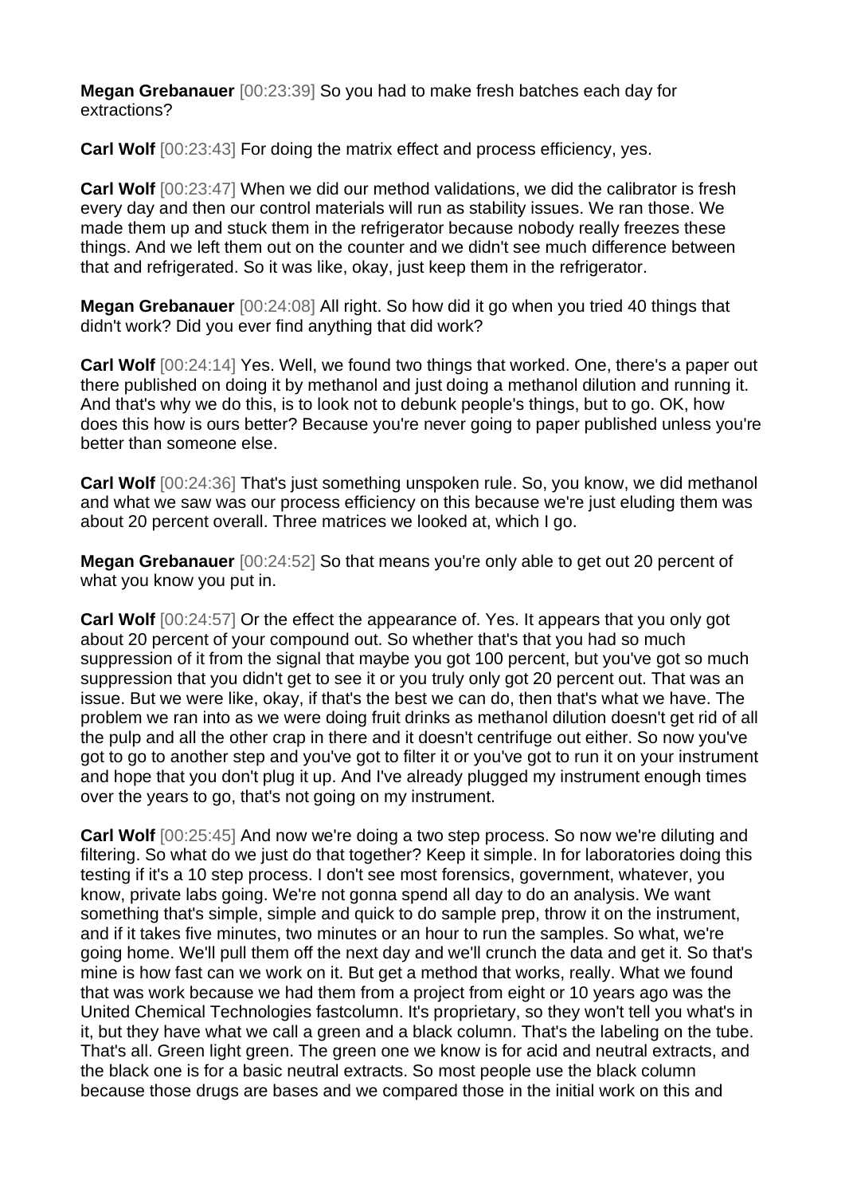**Megan Grebanauer** [00:23:39] So you had to make fresh batches each day for extractions?

**Carl Wolf** [00:23:43] For doing the matrix effect and process efficiency, yes.

**Carl Wolf** [00:23:47] When we did our method validations, we did the calibrator is fresh every day and then our control materials will run as stability issues. We ran those. We made them up and stuck them in the refrigerator because nobody really freezes these things. And we left them out on the counter and we didn't see much difference between that and refrigerated. So it was like, okay, just keep them in the refrigerator.

**Megan Grebanauer** [00:24:08] All right. So how did it go when you tried 40 things that didn't work? Did you ever find anything that did work?

**Carl Wolf** [00:24:14] Yes. Well, we found two things that worked. One, there's a paper out there published on doing it by methanol and just doing a methanol difletion and running it. And that's why we do this, is to look not to debunk people's things, but to go. OK, how does this how is ours better? Because you're never going to paper published unless you're better than someone else.

**Carl Wolf** [00:24:36] That's just something unspoken rule. So, you know, we did methanol and what we saw was our process efficiency on this because we're just eluding them was about 20 percent overall. Three matrices we looked at, which I go.

**Megan Grebanauer** [00:24:52] So that means you're only able to get out 20 percent of what you know you put in.

**Carl Wolf** [00:24:57] Or the effect the appearance of. Yes. It appears that you only got about 20 percent of your compound out. So whether that's that you had so much suppression of it from the signal that maybe you got 100 percent, but you've got so much suppression that you didn't get to see it or you truly only got 20 percent out. That was an issue. But we were like, okay, if that's the best we can do, then that's what we have. The problem we ran into as we were doing fruit drinks as methanol dilution doesn't get rid of all the pulp and all the other crap in there and it doesn't centrifuge out either. So now you've got to go to another step and you've got to filter it or you've got to run it on your instrument and hope that you don't plug it up. And I've already plugged my instrument enough times over the years to go, that's not going on my instrument.

**Carl Wolf** [00:25:45] And now we're doing a two step process. So now we're diluting and filtering. So what do we just do that together? Keep it simple. In for laboratories doing this testing if it's a 10 step process. I don't see most forensics, government, whatever, you know, private labs going. We're not gonna spend all day to do an analysis. We want something that's simple, simple and quick to do sample prep, throw it on the instrument, and if it takes five minutes, two minutes or an hour to run the samples. So what, we're going home. We'll pull them off the next day and we'll crunch the data and get it. So that's mine is how fast can we work on it. But get a method that works, really. What we found that was work because we had them from a project from eight or 10 years ago was the United Chemical Technologies fastcolumn. It's proprietary, so they won't tell you what's in it, but they have what we call a green and a black column. That's the labeling on the tube. That's all. Green light green. The green one we know is for acid and neutral extracts, and the black one is for a basic neutral extracts. So most people use the black column because those drugs are bases and we compared those in the initial work on this and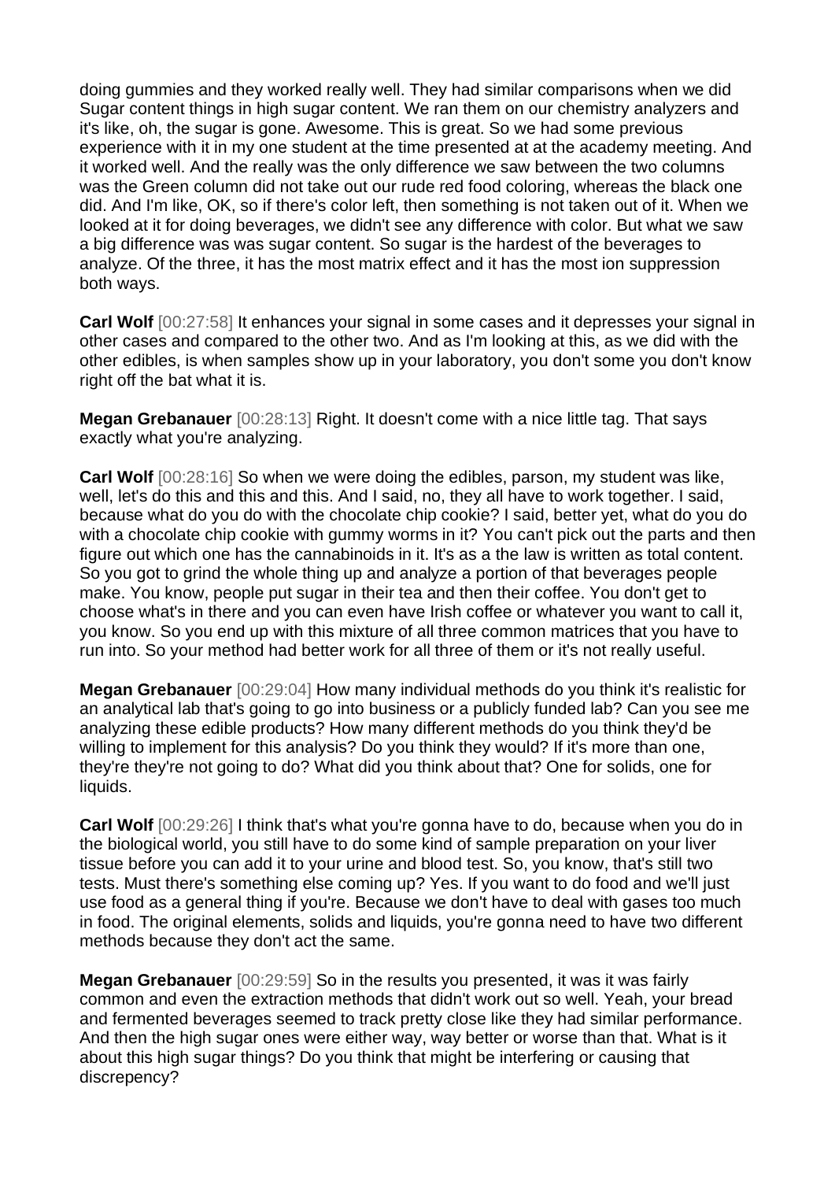doing gummies and they worked really well. They had similar comparisons when we did Sugar content things in high sugar content. We ran them on our chemistry analyzers and it's like, oh, the sugar is gone. Awesome. This is great. So we had some previous experience with it in my one student at the time presented at at the academy meeting. And it worked well. And the really was the only difference we saw between the two columns was the Green column did not take out our rude red food coloring, whereas the black one did. And I'm like, OK, so if there's color left, then something is not taken out of it. When we looked at it for doing beverages, we didn't see any difference with color. But what we saw a big difference was was sugar content. So sugar is the hardest of the beverages to analyze. Of the three, it has the most matrix effect and it has the most ion suppression both ways.

**Carl Wolf** [00:27:58] It enhances your signal in some cases and it depresses your signal in other cases and compared to the other two. And as I'm looking at this, as we did with the other edibles, is when samples show up in your laboratory, you don't some you don't know right off the bat what it is.

**Megan Grebanauer** [00:28:13] Right. It doesn't come with a nice little tag. That says exactly what you're analyzing.

**Carl Wolf** [00:28:16] So when we were doing the edibles, parson, my student was like, well, let's do this and this and this. And I said, no, they all have to work together. I said, because what do you do with the chocolate chip cookie? I said, better yet, what do you do with a chocolate chip cookie with gummy worms in it? You can't pick out the parts and then figure out which one has the cannabinoids in it. It's as a the law is written as total content. So you got to grind the whole thing up and analyze a portion of that beverages people make. You know, people put sugar in their tea and then their coffee. You don't get to choose what's in there and you can even have Irish coffee or whatever you want to call it, you know. So you end up with this mixture of all three common matrices that you have to run into. So your method had better work for all three of them or it's not really useful.

**Megan Grebanauer** [00:29:04] How many individual methods do you think it's realistic for an analytical lab that's going to go into business or a publicly funded lab? Can you see me analyzing these edible products? How many different methods do you think they'd be willing to implement for this analysis? Do you think they would? If it's more than one, they're they're not going to do? What did you think about that? One for solids, one for liquids.

**Carl Wolf** [00:29:26] I think that's what you're gonna have to do, because when you do in the biological world, you still have to do some kind of sample preparation on your liver tissue before you can add it to your urine and blood test. So, you know, that's still two tests. Must there's something else coming up? Yes. If you want to do food and we'll just use food as a general thing if you're. Because we don't have to deal with gases too much in food. The original elements, solids and liquids, you're gonna need to have two different methods because they don't act the same.

**Megan Grebanauer** [00:29:59] So in the results you presented, it was it was fairly common and even the extraction methods that didn't work out so well. Yeah, your bread and fermented beverages seemed to track pretty close like they had similar performance. And then the high sugar ones were either way, way better or worse than that. What is it about this high sugar things? Do you think that might be interfering or causing that discrepency?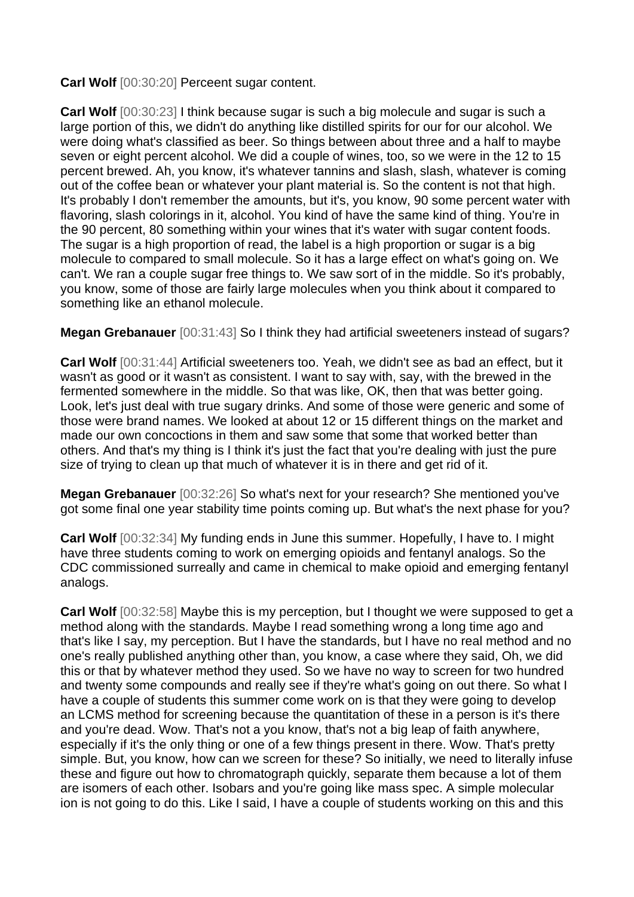**Carl Wolf** [00:30:20] Perceent sugar content.

**Carl Wolf** [00:30:23] I think because sugar is such a big molecule and sugar is such a large portion of this, we didn't do anything like distilled spirits for our for our alcohol. We were doing what's classified as beer. So things between about three and a half to maybe seven or eight percent alcohol. We did a couple of wines, too, so we were in the 12 to 15 percent brewed. Ah, you know, it's whatever tannins and slash, slash, whatever is coming out of the coffee bean or whatever your plant material is. So the content is not that high. It's probably I don't remember the amounts, but it's, you know, 90 some percent water with flavoring, slash colorings in it, alcohol. You kind of have the same kind of thing. You're in the 90 percent, 80 something within your wines that it's water with sugar content foods. The sugar is a high proportion of read, the label is a high proportion or sugar is a big molecule to compared to small molecule. So it has a large effect on what's going on. We can't. We ran a couple sugar free things to. We saw sort of in the middle. So it's probably, you know, some of those are fairly large molecules when you think about it compared to something like an ethanol molecule.

**Megan Grebanauer** [00:31:43] So I think they had artificial sweeteners instead of sugars?

**Carl Wolf** [00:31:44] Artificial sweeteners too. Yeah, we didn't see as bad an effect, but it wasn't as good or it wasn't as consistent. I want to say with, say, with the brewed in the fermented somewhere in the middle. So that was like, OK, then that was better going. Look, let's just deal with true sugary drinks. And some of those were generic and some of those were brand names. We looked at about 12 or 15 different things on the market and made our own concoctions in them and saw some that some that worked better than others. And that's my thing is I think it's just the fact that you're dealing with just the pure size of trying to clean up that much of whatever it is in there and get rid of it.

**Megan Grebanauer** [00:32:26] So what's next for your research? She mentioned you've got some final one year stability time points coming up. But what's the next phase for you?

**Carl Wolf** [00:32:34] My funding ends in June this summer. Hopefully, I have to. I might have three students coming to work on emerging opioids and fentanyl analogs. So the CDC commissioned surreally and came in chemical to make opioid and emerging fentanyl analogs.

**Carl Wolf** [00:32:58] Maybe this is my perception, but I thought we were supposed to get a method along with the standards. Maybe I read something wrong a long time ago and that's like I say, my perception. But I have the standards, but I have no real method and no one's really published anything other than, you know, a case where they said, Oh, we did this or that by whatever method they used. So we have no way to screen for two hundred and twenty some compounds and really see if they're what's going on out there. So what I have a couple of students this summer come work on is that they were going to develop an LCMS method for screening because the quantitation of these in a person is it's there and you're dead. Wow. That's not a you know, that's not a big leap of faith anywhere, especially if it's the only thing or one of a few things present in there. Wow. That's pretty simple. But, you know, how can we screen for these? So initially, we need to literally infuse these and figure out how to chromatograph quickly, separate them because a lot of them are isomers of each other. Isobars and you're going like mass spec. A simple molecular ion is not going to do this. Like I said, I have a couple of students working on this and this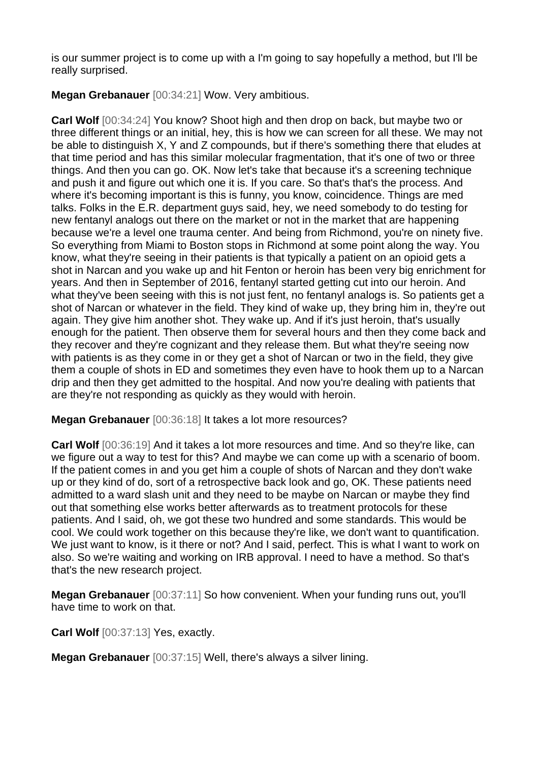is our summer project is to come up with a I'm going to say hopefully a method, but I'll be really surprised.

**Megan Grebanauer** [00:34:21] Wow. Very ambitious.

**Carl Wolf** [00:34:24] You know? Shoot high and then drop on back, but maybe two or three different things or an initial, hey, this is how we can screen for all these. We may not be able to distinguish X, Y and Z compounds, but if there's something there that eludes at that time period and has this similar molecular fragmentation, that it's one of two or three things. And then you can go. OK. Now let's take that because it's a screening technique and push it and figure out which one it is. If you care. So that's that's the process. And where it's becoming important is this is funny, you know, coincidence. Things are med talks. Folks in the E.R. department guys said, hey, we need somebody to do testing for new fentanyl analogs out there on the market or not in the market that are happening because we're a level one trauma center. And being from Richmond, you're on ninety five. So everything from Miami to Boston stops in Richmond at some point along the way. You know, what they're seeing in their patients is that typically a patient on an opioid gets a shot in Narcan and you wake up and hit Fenton or heroin has been very big enrichment for years. And then in September of 2016, fentanyl started getting cut into our heroin. And what they've been seeing with this is not just fent, no fentanyl analogs is. So patients get a shot of Narcan or whatever in the field. They kind of wake up, they bring him in, they're out again. They give him another shot. They wake up. And if it's just heroin, that's usually enough for the patient. Then observe them for several hours and then they come back and they recover and they're cognizant and they release them. But what they're seeing now with patients is as they come in or they get a shot of Narcan or two in the field, they give them a couple of shots in ED and sometimes they even have to hook them up to a Narcan drip and then they get admitted to the hospital. And now you're dealing with patients that are they're not responding as quickly as they would with heroin.

**Megan Grebanauer** [00:36:18] It takes a lot more resources?

**Carl Wolf** [00:36:19] And it takes a lot more resources and time. And so they're like, can we figure out a way to test for this? And maybe we can come up with a scenario of boom. If the patient comes in and you get him a couple of shots of Narcan and they don't wake up or they kind of do, sort of a retrospective back look and go, OK. These patients need admitted to a ward slash unit and they need to be maybe on Narcan or maybe they find out that something else works better afterwards as to treatment protocols for these patients. And I said, oh, we got these two hundred and some standards. This would be cool. We could work together on this because they're like, we don't want to quantification. We just want to know, is it there or not? And I said, perfect. This is what I want to work on also. So we're waiting and working on IRB approval. I need to have a method. So that's that's the new research project.

**Megan Grebanauer** [00:37:11] So how convenient. When your funding runs out, you'll have time to work on that.

**Carl Wolf** [00:37:13] Yes, exactly.

**Megan Grebanauer** [00:37:15] Well, there's always a silver lining.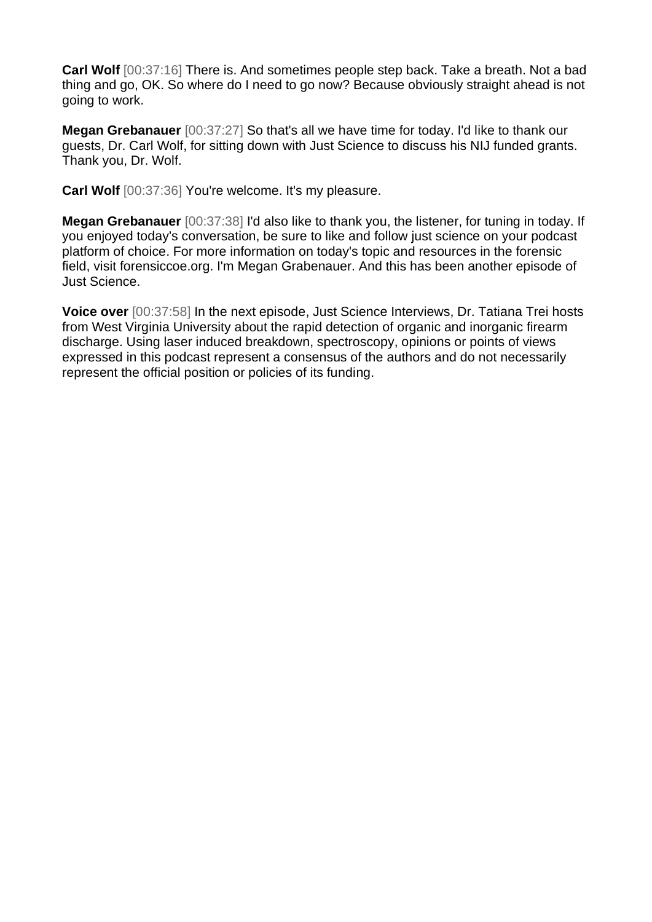**Carl Wolf** [00:37:16] There is. And sometimes people step back. Take a breath. Not a bad thing and go, OK. So where do I need to go now? Because obviously straight ahead is not going to work.

**Megan Grebanauer** [00:37:27] So that's all we have time for today. I'd like to thank our guests, Dr. Carl Wolf, for sitting down with Just Science to discuss his NIJ funded grants. Thank you, Dr. Wolf.

**Carl Wolf** [00:37:36] You're welcome. It's my pleasure.

**Megan Grebanauer** [00:37:38] I'd also like to thank you, the listener, for tuning in today. If you enjoyed today's conversation, be sure to like and follow just science on your podcast platform of choice. For more information on today's topic and resources in the forensic field, visit forensiccoe.org. I'm Megan Grabenauer. And this has been another episode of Just Science.

**Voice over** [00:37:58] In the next episode, Just Science Interviews, Dr. Tatiana Trei hosts from West Virginia University about the rapid detection of organic and inorganic firearm discharge. Using laser induced breakdown, spectroscopy, opinions or points of views expressed in this podcast represent a consensus of the authors and do not necessarily represent the official position or policies of its funding.